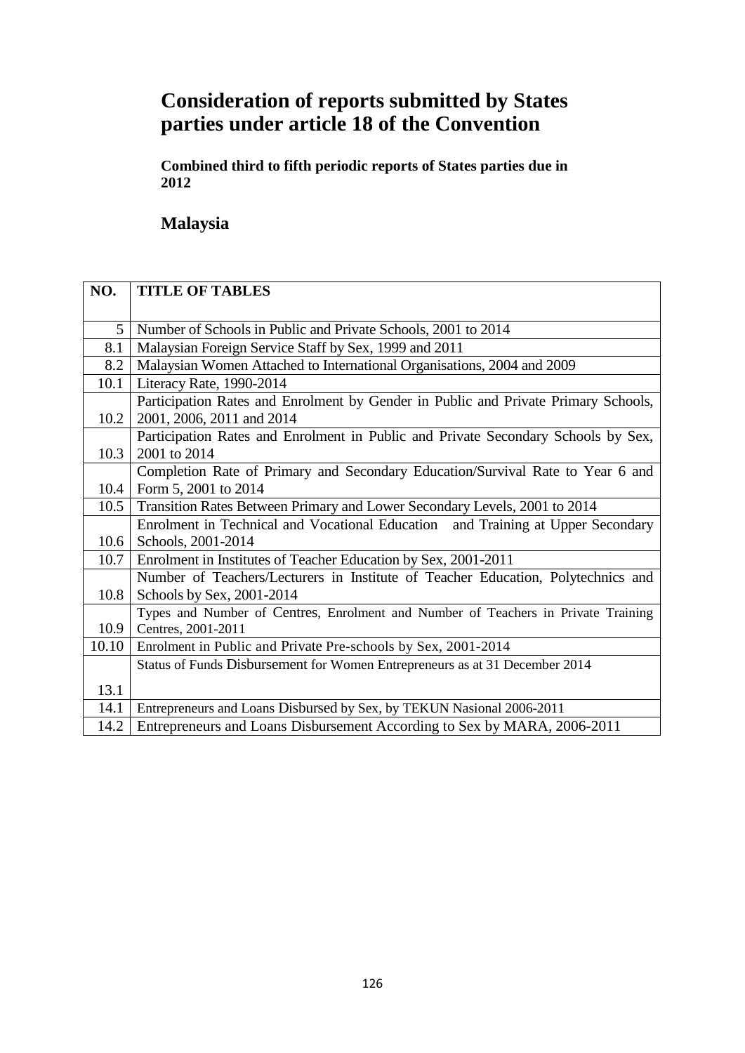# Consideration of reports submitted by States parties under article 18 of the Convention

**Combined third to fifth periodic reports of States parties due in 2012**

## Malaysia

| NO. | TITLE OF TABLES |
|---|---|
| 5 | Number of Schools in Public and Private Schools, 2001 to 2014 |
| 8.1 | Malaysian Foreign Service Staff by Sex, 1999 and 2011 |
| 8.2 | Malaysian Women Attached to International Organisations, 2004 and 2009 |
| 10.1 | Literacy Rate, 1990-2014 |
| 10.2 | Participation Rates and Enrolment by Gender in Public and Private Primary Schools, 2001, 2006, 2011 and 2014 |
| 10.3 | Participation Rates and Enrolment in Public and Private Secondary Schools by Sex, 2001 to 2014 |
| 10.4 | Completion Rate of Primary and Secondary Education/Survival Rate to Year 6 and Form 5, 2001 to 2014 |
| 10.5 | Transition Rates Between Primary and Lower Secondary Levels, 2001 to 2014 |
| 10.6 | Enrolment in Technical and Vocational Education and Training at Upper Secondary Schools, 2001-2014 |
| 10.7 | Enrolment in Institutes of Teacher Education by Sex, 2001-2011 |
| 10.8 | Number of Teachers/Lecturers in Institute of Teacher Education, Polytechnics and Schools by Sex, 2001-2014 |
| 10.9 | Types and Number of Centres, Enrolment and Number of Teachers in Private Training Centres, 2001-2011 |
| 10.10 | Enrolment in Public and Private Pre-schools by Sex, 2001-2014 |
| 13.1 | Status of Funds Disbursement for Women Entrepreneurs as at 31 December 2014 |
| 14.1 | Entrepreneurs and Loans Disbursed by Sex, by TEKUN Nasional 2006-2011 |
| 14.2 | Entrepreneurs and Loans Disbursement According to Sex by MARA, 2006-2011 |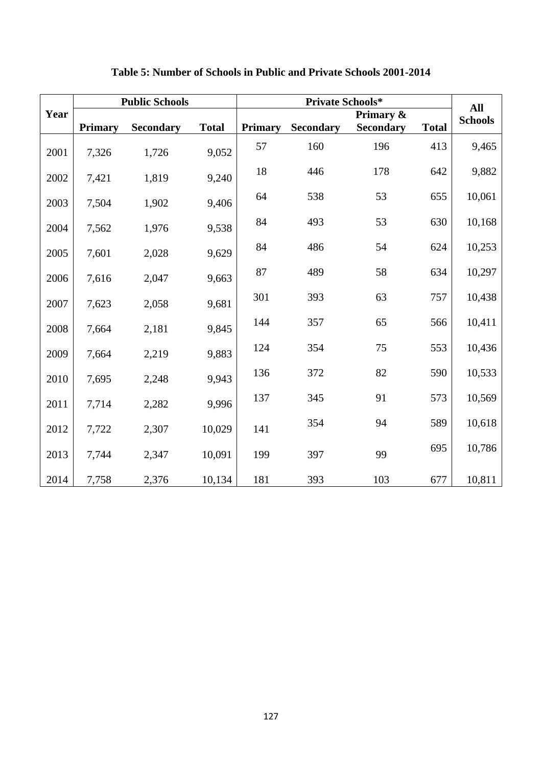**Table 5: Number of Schools in Public and Private Schools 2001-2014**

| Year | Public Schools | | | Private Schools* | | | | All Schools |
|---|---|---|---|---|---|---|---|---|
| | Primary | Secondary | Total | Primary | Secondary | Primary & Secondary | Total | |
| 2001 | 7,326 | 1,726 | 9,052 | 57 | 160 | 196 | 413 | 9,465 |
| 2002 | 7,421 | 1,819 | 9,240 | 18 | 446 | 178 | 642 | 9,882 |
| 2003 | 7,504 | 1,902 | 9,406 | 64 | 538 | 53 | 655 | 10,061 |
| 2004 | 7,562 | 1,976 | 9,538 | 84 | 493 | 53 | 630 | 10,168 |
| 2005 | 7,601 | 2,028 | 9,629 | 84 | 486 | 54 | 624 | 10,253 |
| 2006 | 7,616 | 2,047 | 9,663 | 87 | 489 | 58 | 634 | 10,297 |
| 2007 | 7,623 | 2,058 | 9,681 | 301 | 393 | 63 | 757 | 10,438 |
| 2008 | 7,664 | 2,181 | 9,845 | 144 | 357 | 65 | 566 | 10,411 |
| 2009 | 7,664 | 2,219 | 9,883 | 124 | 354 | 75 | 553 | 10,436 |
| 2010 | 7,695 | 2,248 | 9,943 | 136 | 372 | 82 | 590 | 10,533 |
| 2011 | 7,714 | 2,282 | 9,996 | 137 | 345 | 91 | 573 | 10,569 |
| 2012 | 7,722 | 2,307 | 10,029 | 141 | 354 | 94 | 589 | 10,618 |
| 2013 | 7,744 | 2,347 | 10,091 | 199 | 397 | 99 | 695 | 10,786 |
| 2014 | 7,758 | 2,376 | 10,134 | 181 | 393 | 103 | 677 | 10,811 |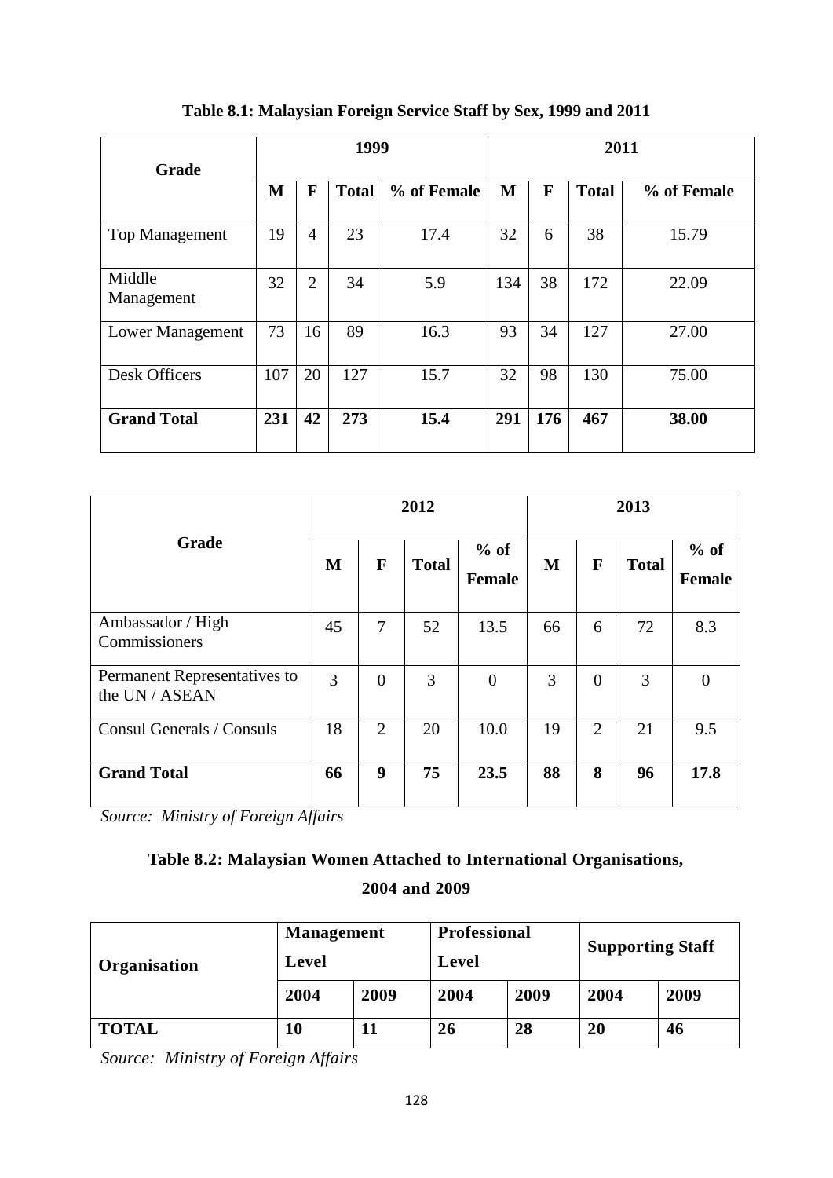**Table 8.1: Malaysian Foreign Service Staff by Sex, 1999 and 2011**

| Grade | 1999 | | | | 2011 | | | |
|---|---|---|---|---|---|---|---|---|
| | M | F | Total | % of Female | M | F | Total | % of Female |
| Top Management | 19 | 4 | 23 | 17.4 | 32 | 6 | 38 | 15.79 |
| Middle Management | 32 | 2 | 34 | 5.9 | 134 | 38 | 172 | 22.09 |
| Lower Management | 73 | 16 | 89 | 16.3 | 93 | 34 | 127 | 27.00 |
| Desk Officers | 107 | 20 | 127 | 15.7 | 32 | 98 | 130 | 75.00 |
| **Grand Total** | **231** | **42** | **273** | **15.4** | **291** | **176** | **467** | **38.00** |

| Grade | 2012 | | | | 2013 | | | |
|---|---|---|---|---|---|---|---|---|
| | M | F | Total | % of Female | M | F | Total | % of Female |
| Ambassador / High Commissioners | 45 | 7 | 52 | 13.5 | 66 | 6 | 72 | 8.3 |
| Permanent Representatives to the UN / ASEAN | 3 | 0 | 3 | 0 | 3 | 0 | 3 | 0 |
| Consul Generals / Consuls | 18 | 2 | 20 | 10.0 | 19 | 2 | 21 | 9.5 |
| **Grand Total** | **66** | **9** | **75** | **23.5** | **88** | **8** | **96** | **17.8** |

*Source: Ministry of Foreign Affairs*

**Table 8.2: Malaysian Women Attached to International Organisations, 2004 and 2009**

| Organisation | Management Level | | Professional Level | | Supporting Staff | |
|---|---|---|---|---|---|---|
| | 2004 | 2009 | 2004 | 2009 | 2004 | 2009 |
| **TOTAL** | **10** | **11** | **26** | **28** | **20** | **46** |

*Source: Ministry of Foreign Affairs*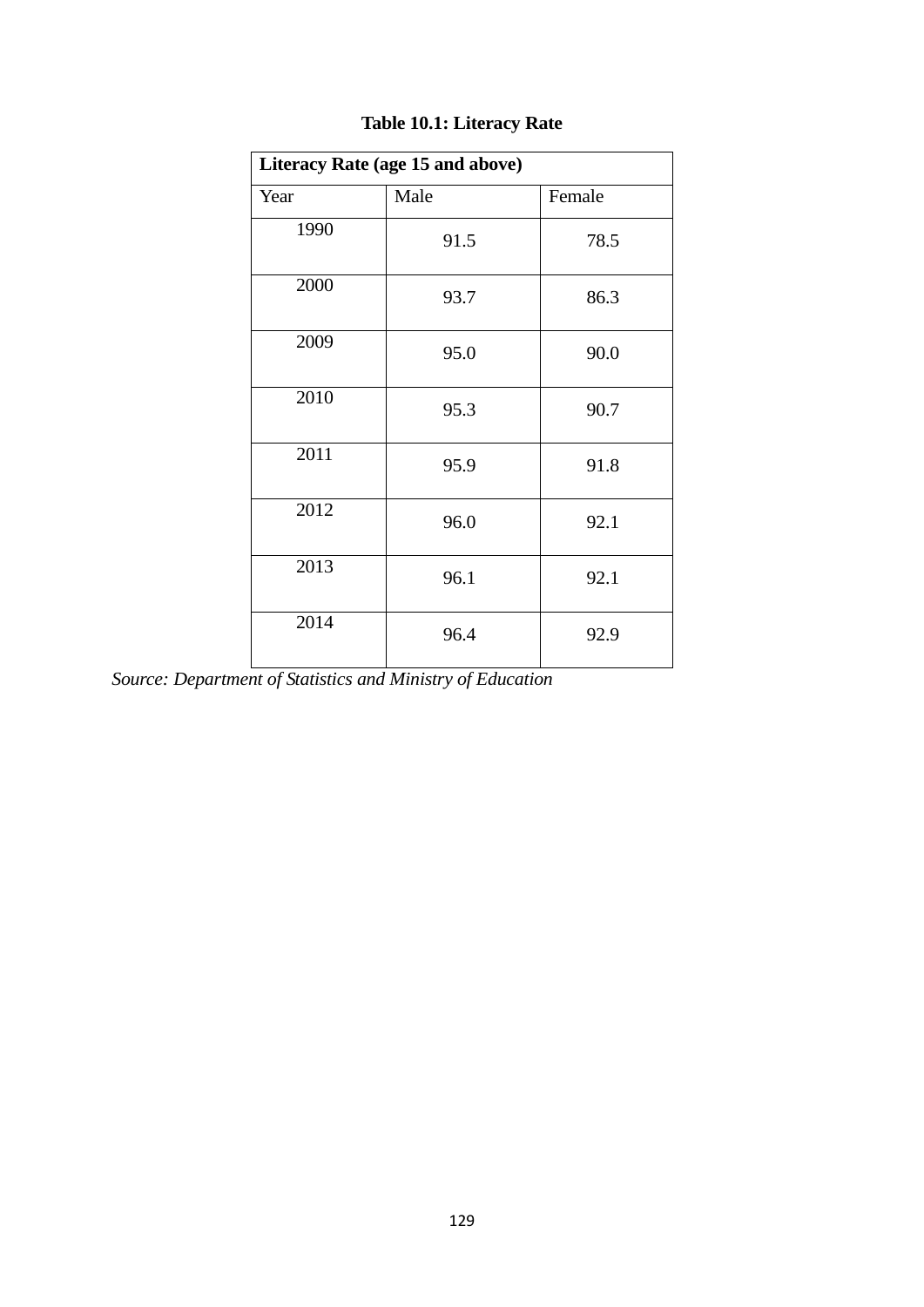**Table 10.1: Literacy Rate**

| Literacy Rate (age 15 and above) | | |
|---|---|---|
| Year | Male | Female |
| 1990 | 91.5 | 78.5 |
| 2000 | 93.7 | 86.3 |
| 2009 | 95.0 | 90.0 |
| 2010 | 95.3 | 90.7 |
| 2011 | 95.9 | 91.8 |
| 2012 | 96.0 | 92.1 |
| 2013 | 96.1 | 92.1 |
| 2014 | 96.4 | 92.9 |

*Source: Department of Statistics and Ministry of Education*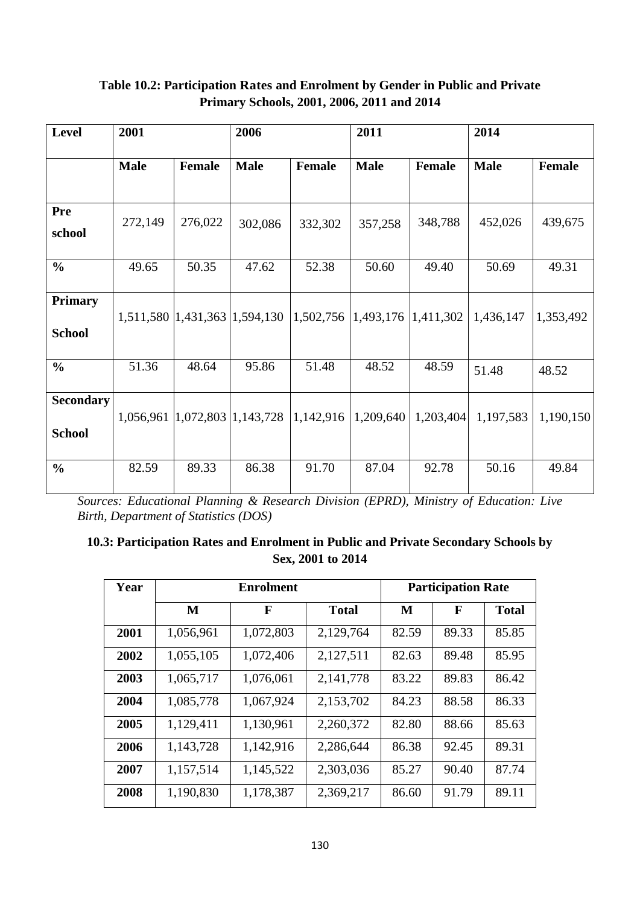**Table 10.2: Participation Rates and Enrolment by Gender in Public and Private Primary Schools, 2001, 2006, 2011 and 2014**

| Level | 2001 | | 2006 | | 2011 | | 2014 | |
|---|---|---|---|---|---|---|---|---|
| | **Male** | **Female** | **Male** | **Female** | **Male** | **Female** | **Male** | **Female** |
| **Pre school** | 272,149 | 276,022 | 302,086 | 332,302 | 357,258 | 348,788 | 452,026 | 439,675 |
| **%** | 49.65 | 50.35 | 47.62 | 52.38 | 50.60 | 49.40 | 50.69 | 49.31 |
| **Primary School** | 1,511,580 | 1,431,363 | 1,594,130 | 1,502,756 | 1,493,176 | 1,411,302 | 1,436,147 | 1,353,492 |
| **%** | 51.36 | 48.64 | 95.86 | 51.48 | 48.52 | 48.59 | 51.48 | 48.52 |
| **Secondary School** | 1,056,961 | 1,072,803 | 1,143,728 | 1,142,916 | 1,209,640 | 1,203,404 | 1,197,583 | 1,190,150 |
| **%** | 82.59 | 89.33 | 86.38 | 91.70 | 87.04 | 92.78 | 50.16 | 49.84 |

*Sources: Educational Planning & Research Division (EPRD), Ministry of Education: Live Birth, Department of Statistics (DOS)*

**10.3: Participation Rates and Enrolment in Public and Private Secondary Schools by Sex, 2001 to 2014**

| Year | Enrolment | | | Participation Rate | | |
|---|---|---|---|---|---|---|
| | **M** | **F** | **Total** | **M** | **F** | **Total** |
| **2001** | 1,056,961 | 1,072,803 | 2,129,764 | 82.59 | 89.33 | 85.85 |
| **2002** | 1,055,105 | 1,072,406 | 2,127,511 | 82.63 | 89.48 | 85.95 |
| **2003** | 1,065,717 | 1,076,061 | 2,141,778 | 83.22 | 89.83 | 86.42 |
| **2004** | 1,085,778 | 1,067,924 | 2,153,702 | 84.23 | 88.58 | 86.33 |
| **2005** | 1,129,411 | 1,130,961 | 2,260,372 | 82.80 | 88.66 | 85.63 |
| **2006** | 1,143,728 | 1,142,916 | 2,286,644 | 86.38 | 92.45 | 89.31 |
| **2007** | 1,157,514 | 1,145,522 | 2,303,036 | 85.27 | 90.40 | 87.74 |
| **2008** | 1,190,830 | 1,178,387 | 2,369,217 | 86.60 | 91.79 | 89.11 |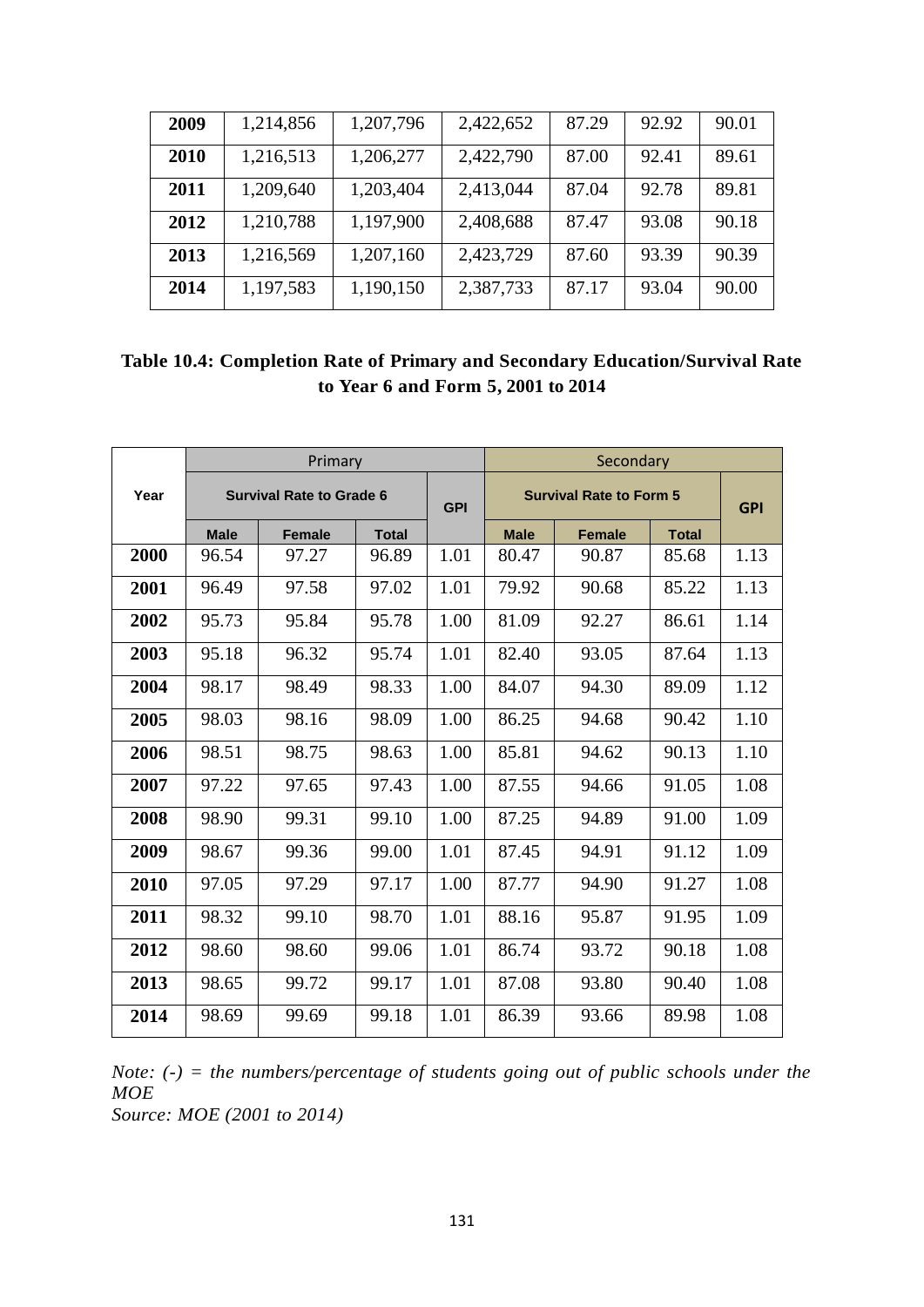| 2009 | 1,214,856 | 1,207,796 | 2,422,652 | 87.29 | 92.92 | 90.01 |
|---|---|---|---|---|---|---|
| 2010 | 1,216,513 | 1,206,277 | 2,422,790 | 87.00 | 92.41 | 89.61 |
| 2011 | 1,209,640 | 1,203,404 | 2,413,044 | 87.04 | 92.78 | 89.81 |
| 2012 | 1,210,788 | 1,197,900 | 2,408,688 | 87.47 | 93.08 | 90.18 |
| 2013 | 1,216,569 | 1,207,160 | 2,423,729 | 87.60 | 93.39 | 90.39 |
| 2014 | 1,197,583 | 1,190,150 | 2,387,733 | 87.17 | 93.04 | 90.00 |

**Table 10.4: Completion Rate of Primary and Secondary Education/Survival Rate to Year 6 and Form 5, 2001 to 2014**

| Year | Primary | | | | Secondary | | | |
|---|---|---|---|---|---|---|---|---|
| | Survival Rate to Grade 6 | | | GPI | Survival Rate to Form 5 | | | GPI |
| | Male | Female | Total | | Male | Female | Total | |
| 2000 | 96.54 | 97.27 | 96.89 | 1.01 | 80.47 | 90.87 | 85.68 | 1.13 |
| 2001 | 96.49 | 97.58 | 97.02 | 1.01 | 79.92 | 90.68 | 85.22 | 1.13 |
| 2002 | 95.73 | 95.84 | 95.78 | 1.00 | 81.09 | 92.27 | 86.61 | 1.14 |
| 2003 | 95.18 | 96.32 | 95.74 | 1.01 | 82.40 | 93.05 | 87.64 | 1.13 |
| 2004 | 98.17 | 98.49 | 98.33 | 1.00 | 84.07 | 94.30 | 89.09 | 1.12 |
| 2005 | 98.03 | 98.16 | 98.09 | 1.00 | 86.25 | 94.68 | 90.42 | 1.10 |
| 2006 | 98.51 | 98.75 | 98.63 | 1.00 | 85.81 | 94.62 | 90.13 | 1.10 |
| 2007 | 97.22 | 97.65 | 97.43 | 1.00 | 87.55 | 94.66 | 91.05 | 1.08 |
| 2008 | 98.90 | 99.31 | 99.10 | 1.00 | 87.25 | 94.89 | 91.00 | 1.09 |
| 2009 | 98.67 | 99.36 | 99.00 | 1.01 | 87.45 | 94.91 | 91.12 | 1.09 |
| 2010 | 97.05 | 97.29 | 97.17 | 1.00 | 87.77 | 94.90 | 91.27 | 1.08 |
| 2011 | 98.32 | 99.10 | 98.70 | 1.01 | 88.16 | 95.87 | 91.95 | 1.09 |
| 2012 | 98.60 | 98.60 | 99.06 | 1.01 | 86.74 | 93.72 | 90.18 | 1.08 |
| 2013 | 98.65 | 99.72 | 99.17 | 1.01 | 87.08 | 93.80 | 90.40 | 1.08 |
| 2014 | 98.69 | 99.69 | 99.18 | 1.01 | 86.39 | 93.66 | 89.98 | 1.08 |

*Note: (-) = the numbers/percentage of students going out of public schools under the MOE*
*Source: MOE (2001 to 2014)*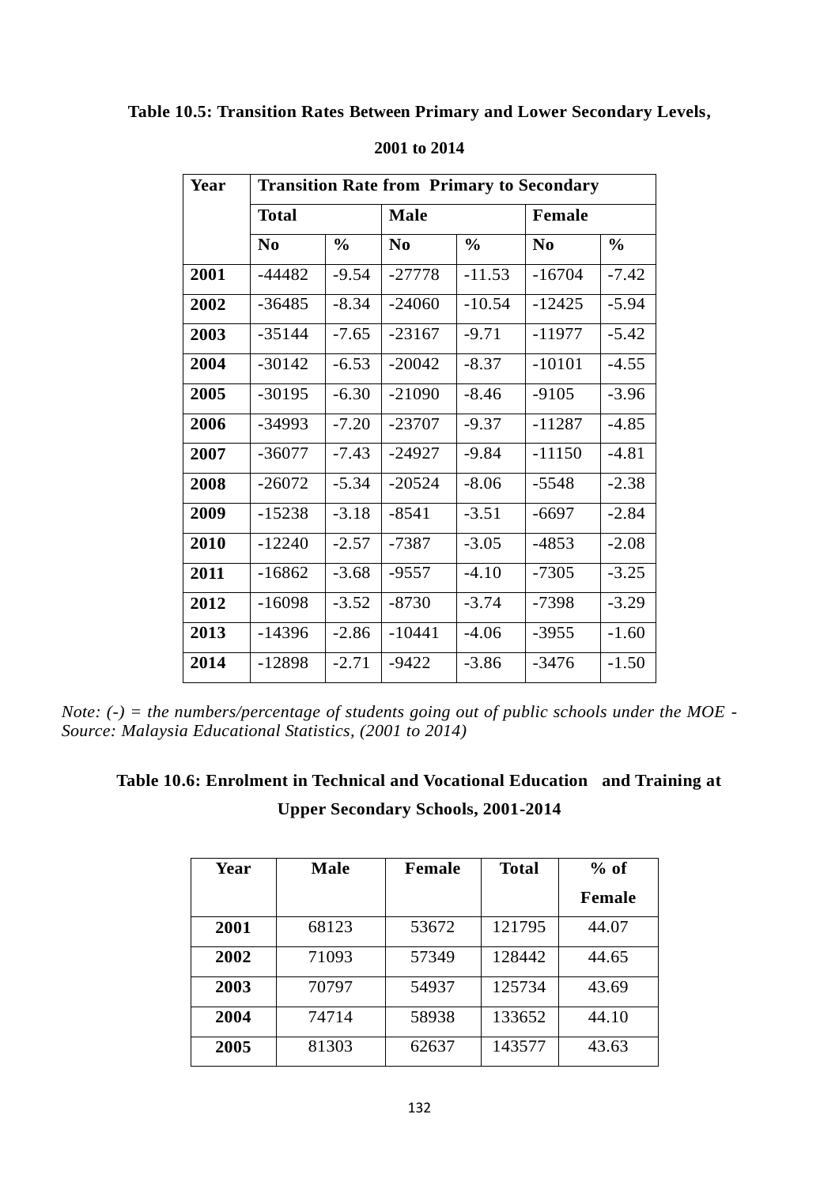**Table 10.5: Transition Rates Between Primary and Lower Secondary Levels, 2001 to 2014**

| Year | Transition Rate from Primary to Secondary | | | | | |
|---|---|---|---|---|---|---|
| | Total | | Male | | Female | |
| | No | % | No | % | No | % |
| 2001 | -44482 | -9.54 | -27778 | -11.53 | -16704 | -7.42 |
| 2002 | -36485 | -8.34 | -24060 | -10.54 | -12425 | -5.94 |
| 2003 | -35144 | -7.65 | -23167 | -9.71 | -11977 | -5.42 |
| 2004 | -30142 | -6.53 | -20042 | -8.37 | -10101 | -4.55 |
| 2005 | -30195 | -6.30 | -21090 | -8.46 | -9105 | -3.96 |
| 2006 | -34993 | -7.20 | -23707 | -9.37 | -11287 | -4.85 |
| 2007 | -36077 | -7.43 | -24927 | -9.84 | -11150 | -4.81 |
| 2008 | -26072 | -5.34 | -20524 | -8.06 | -5548 | -2.38 |
| 2009 | -15238 | -3.18 | -8541 | -3.51 | -6697 | -2.84 |
| 2010 | -12240 | -2.57 | -7387 | -3.05 | -4853 | -2.08 |
| 2011 | -16862 | -3.68 | -9557 | -4.10 | -7305 | -3.25 |
| 2012 | -16098 | -3.52 | -8730 | -3.74 | -7398 | -3.29 |
| 2013 | -14396 | -2.86 | -10441 | -4.06 | -3955 | -1.60 |
| 2014 | -12898 | -2.71 | -9422 | -3.86 | -3476 | -1.50 |

*Note: (-) = the numbers/percentage of students going out of public schools under the MOE - Source: Malaysia Educational Statistics, (2001 to 2014)*

**Table 10.6: Enrolment in Technical and Vocational Education and Training at Upper Secondary Schools, 2001-2014**

| Year | Male | Female | Total | % of Female |
|---|---|---|---|---|
| 2001 | 68123 | 53672 | 121795 | 44.07 |
| 2002 | 71093 | 57349 | 128442 | 44.65 |
| 2003 | 70797 | 54937 | 125734 | 43.69 |
| 2004 | 74714 | 58938 | 133652 | 44.10 |
| 2005 | 81303 | 62637 | 143577 | 43.63 |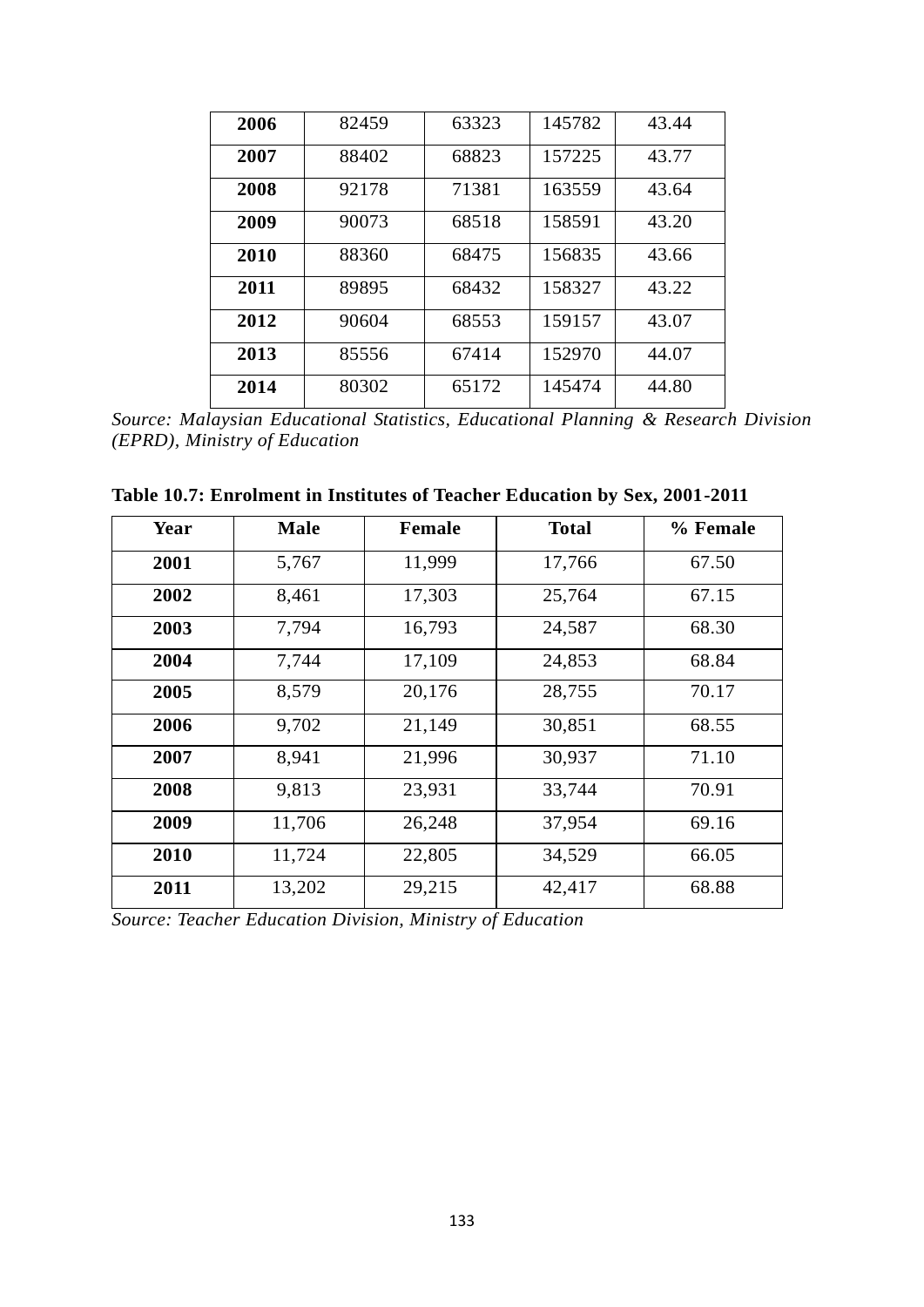| | | | | |
|---|---|---|---|---|
| **2006** | 82459 | 63323 | 145782 | 43.44 |
| **2007** | 88402 | 68823 | 157225 | 43.77 |
| **2008** | 92178 | 71381 | 163559 | 43.64 |
| **2009** | 90073 | 68518 | 158591 | 43.20 |
| **2010** | 88360 | 68475 | 156835 | 43.66 |
| **2011** | 89895 | 68432 | 158327 | 43.22 |
| **2012** | 90604 | 68553 | 159157 | 43.07 |
| **2013** | 85556 | 67414 | 152970 | 44.07 |
| **2014** | 80302 | 65172 | 145474 | 44.80 |

*Source: Malaysian Educational Statistics, Educational Planning & Research Division (EPRD), Ministry of Education*

**Table 10.7: Enrolment in Institutes of Teacher Education by Sex, 2001-2011**

| Year | Male | Female | Total | % Female |
|---|---|---|---|---|
| **2001** | 5,767 | 11,999 | 17,766 | 67.50 |
| **2002** | 8,461 | 17,303 | 25,764 | 67.15 |
| **2003** | 7,794 | 16,793 | 24,587 | 68.30 |
| **2004** | 7,744 | 17,109 | 24,853 | 68.84 |
| **2005** | 8,579 | 20,176 | 28,755 | 70.17 |
| **2006** | 9,702 | 21,149 | 30,851 | 68.55 |
| **2007** | 8,941 | 21,996 | 30,937 | 71.10 |
| **2008** | 9,813 | 23,931 | 33,744 | 70.91 |
| **2009** | 11,706 | 26,248 | 37,954 | 69.16 |
| **2010** | 11,724 | 22,805 | 34,529 | 66.05 |
| **2011** | 13,202 | 29,215 | 42,417 | 68.88 |

*Source: Teacher Education Division, Ministry of Education*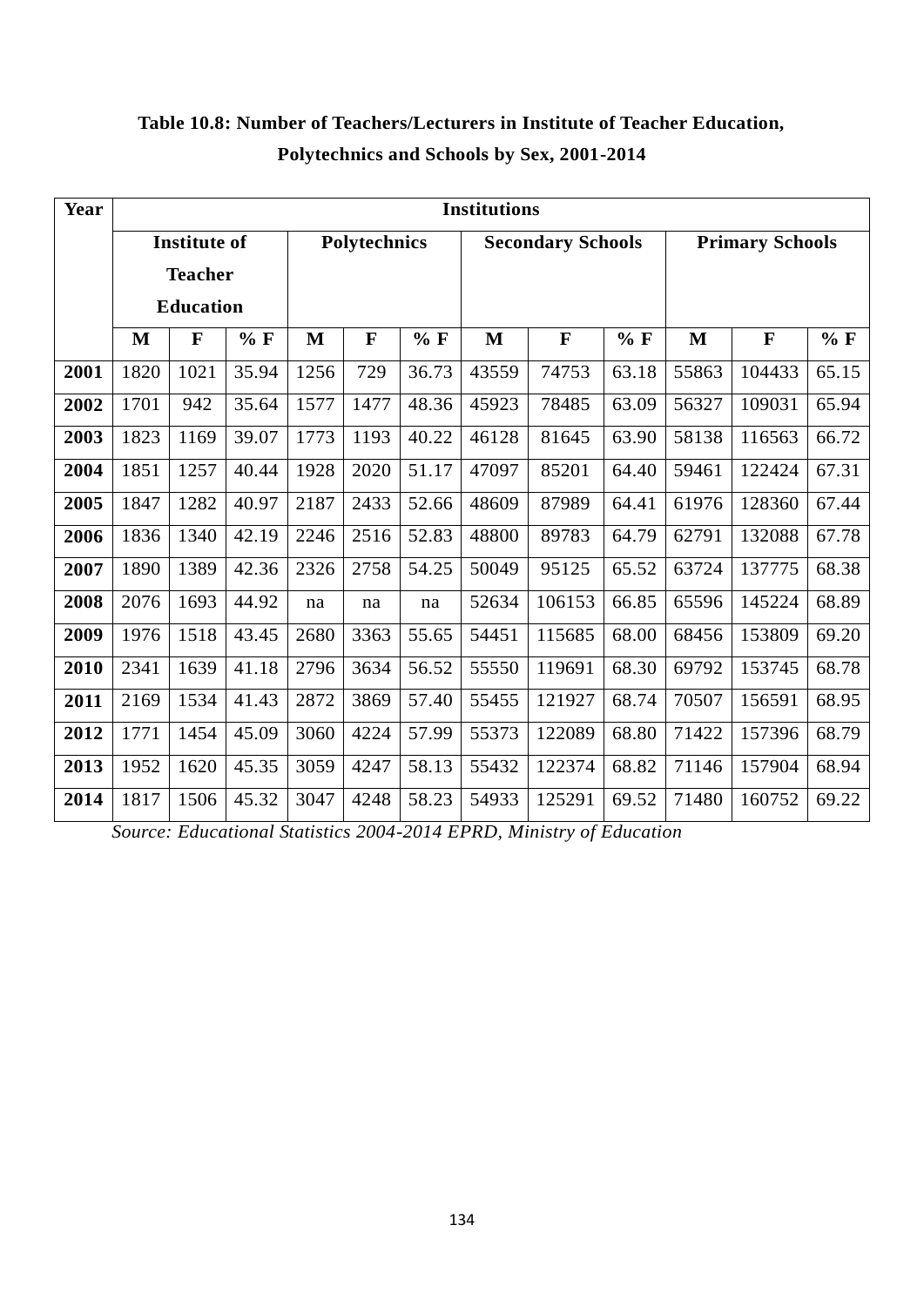**Table 10.8: Number of Teachers/Lecturers in Institute of Teacher Education, Polytechnics and Schools by Sex, 2001-2014**

| Year | Institutions | | | | | | | | | | | |
|---|---|---|---|---|---|---|---|---|---|---|---|---|
| | Institute of Teacher Education | | | Polytechnics | | | Secondary Schools | | | Primary Schools | | |
| | M | F | % F | M | F | % F | M | F | % F | M | F | % F |
| **2001** | 1820 | 1021 | 35.94 | 1256 | 729 | 36.73 | 43559 | 74753 | 63.18 | 55863 | 104433 | 65.15 |
| **2002** | 1701 | 942 | 35.64 | 1577 | 1477 | 48.36 | 45923 | 78485 | 63.09 | 56327 | 109031 | 65.94 |
| **2003** | 1823 | 1169 | 39.07 | 1773 | 1193 | 40.22 | 46128 | 81645 | 63.90 | 58138 | 116563 | 66.72 |
| **2004** | 1851 | 1257 | 40.44 | 1928 | 2020 | 51.17 | 47097 | 85201 | 64.40 | 59461 | 122424 | 67.31 |
| **2005** | 1847 | 1282 | 40.97 | 2187 | 2433 | 52.66 | 48609 | 87989 | 64.41 | 61976 | 128360 | 67.44 |
| **2006** | 1836 | 1340 | 42.19 | 2246 | 2516 | 52.83 | 48800 | 89783 | 64.79 | 62791 | 132088 | 67.78 |
| **2007** | 1890 | 1389 | 42.36 | 2326 | 2758 | 54.25 | 50049 | 95125 | 65.52 | 63724 | 137775 | 68.38 |
| **2008** | 2076 | 1693 | 44.92 | na | na | na | 52634 | 106153 | 66.85 | 65596 | 145224 | 68.89 |
| **2009** | 1976 | 1518 | 43.45 | 2680 | 3363 | 55.65 | 54451 | 115685 | 68.00 | 68456 | 153809 | 69.20 |
| **2010** | 2341 | 1639 | 41.18 | 2796 | 3634 | 56.52 | 55550 | 119691 | 68.30 | 69792 | 153745 | 68.78 |
| **2011** | 2169 | 1534 | 41.43 | 2872 | 3869 | 57.40 | 55455 | 121927 | 68.74 | 70507 | 156591 | 68.95 |
| **2012** | 1771 | 1454 | 45.09 | 3060 | 4224 | 57.99 | 55373 | 122089 | 68.80 | 71422 | 157396 | 68.79 |
| **2013** | 1952 | 1620 | 45.35 | 3059 | 4247 | 58.13 | 55432 | 122374 | 68.82 | 71146 | 157904 | 68.94 |
| **2014** | 1817 | 1506 | 45.32 | 3047 | 4248 | 58.23 | 54933 | 125291 | 69.52 | 71480 | 160752 | 69.22 |

*Source: Educational Statistics 2004-2014 EPRD, Ministry of Education*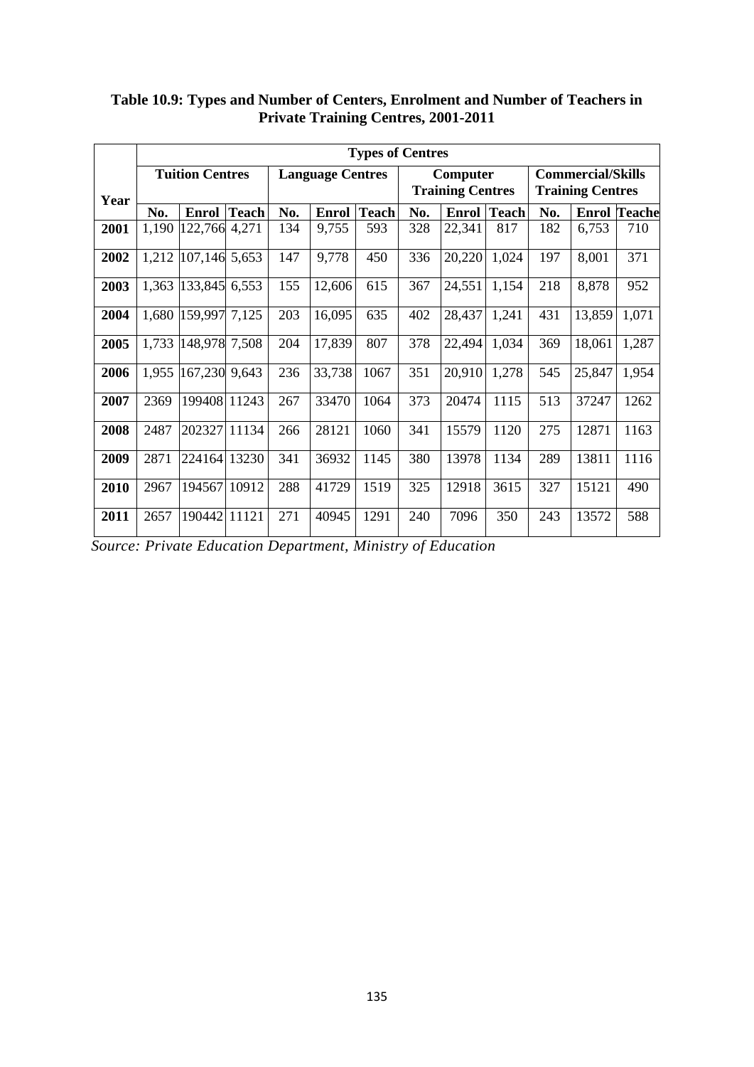**Table 10.9: Types and Number of Centers, Enrolment and Number of Teachers in Private Training Centres, 2001-2011**

| Year | Types of Centres | | | | | | | | | | | |
|---|---|---|---|---|---|---|---|---|---|---|---|---|
| | Tuition Centres | | | Language Centres | | | Computer Training Centres | | | Commercial/Skills Training Centres | | |
| | No. | Enrol | Teach | No. | Enrol | Teach | No. | Enrol | Teach | No. | Enrol | Teache |
| **2001** | 1,190 | 122,766 | 4,271 | 134 | 9,755 | 593 | 328 | 22,341 | 817 | 182 | 6,753 | 710 |
| **2002** | 1,212 | 107,146 | 5,653 | 147 | 9,778 | 450 | 336 | 20,220 | 1,024 | 197 | 8,001 | 371 |
| **2003** | 1,363 | 133,845 | 6,553 | 155 | 12,606 | 615 | 367 | 24,551 | 1,154 | 218 | 8,878 | 952 |
| **2004** | 1,680 | 159,997 | 7,125 | 203 | 16,095 | 635 | 402 | 28,437 | 1,241 | 431 | 13,859 | 1,071 |
| **2005** | 1,733 | 148,978 | 7,508 | 204 | 17,839 | 807 | 378 | 22,494 | 1,034 | 369 | 18,061 | 1,287 |
| **2006** | 1,955 | 167,230 | 9,643 | 236 | 33,738 | 1067 | 351 | 20,910 | 1,278 | 545 | 25,847 | 1,954 |
| **2007** | 2369 | 199408 | 11243 | 267 | 33470 | 1064 | 373 | 20474 | 1115 | 513 | 37247 | 1262 |
| **2008** | 2487 | 202327 | 11134 | 266 | 28121 | 1060 | 341 | 15579 | 1120 | 275 | 12871 | 1163 |
| **2009** | 2871 | 224164 | 13230 | 341 | 36932 | 1145 | 380 | 13978 | 1134 | 289 | 13811 | 1116 |
| **2010** | 2967 | 194567 | 10912 | 288 | 41729 | 1519 | 325 | 12918 | 3615 | 327 | 15121 | 490 |
| **2011** | 2657 | 190442 | 11121 | 271 | 40945 | 1291 | 240 | 7096 | 350 | 243 | 13572 | 588 |

*Source: Private Education Department, Ministry of Education*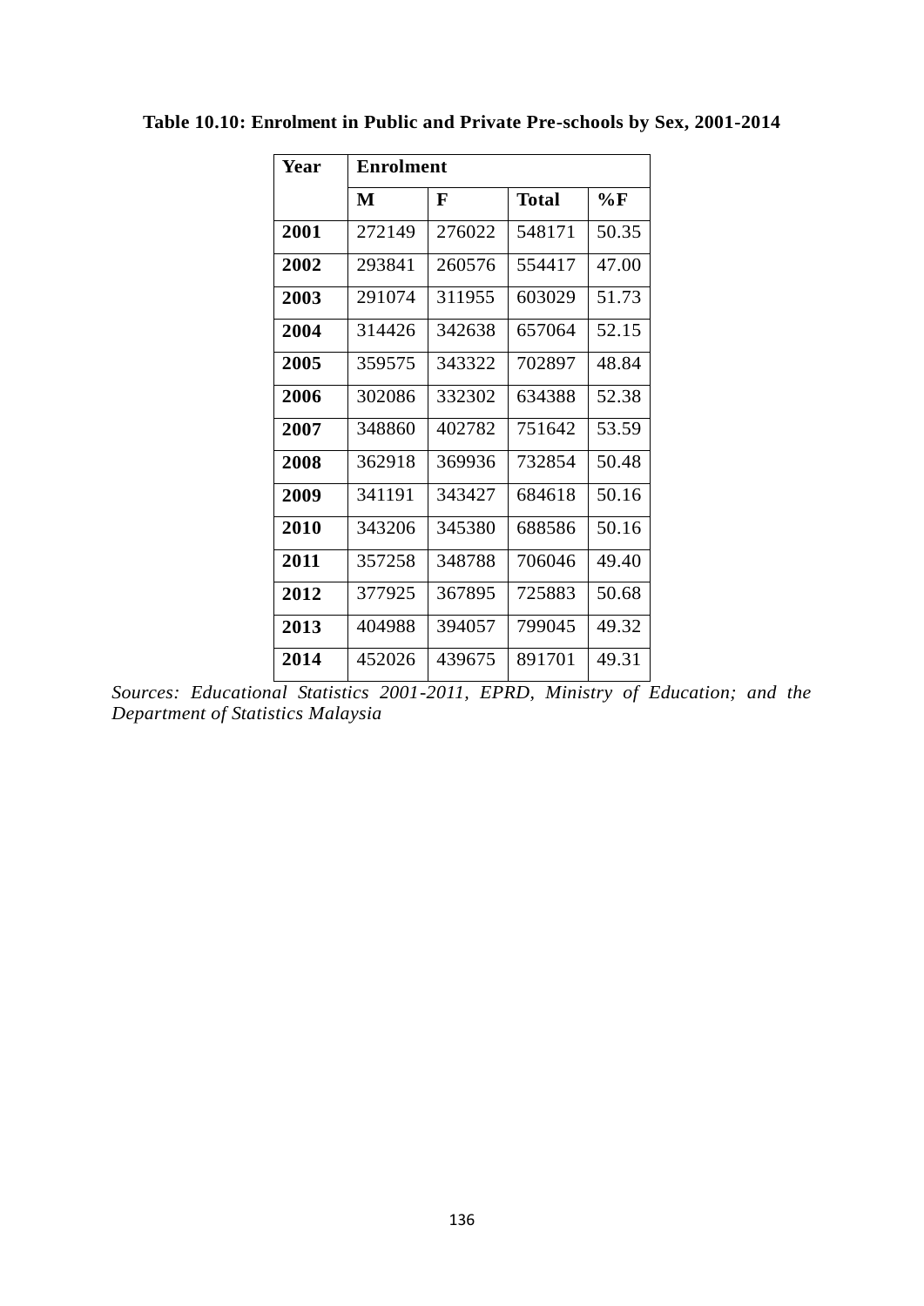**Table 10.10: Enrolment in Public and Private Pre-schools by Sex, 2001-2014**

| Year | Enrolment | | | |
|---|---|---|---|---|
| | **M** | **F** | **Total** | **%F** |
| **2001** | 272149 | 276022 | 548171 | 50.35 |
| **2002** | 293841 | 260576 | 554417 | 47.00 |
| **2003** | 291074 | 311955 | 603029 | 51.73 |
| **2004** | 314426 | 342638 | 657064 | 52.15 |
| **2005** | 359575 | 343322 | 702897 | 48.84 |
| **2006** | 302086 | 332302 | 634388 | 52.38 |
| **2007** | 348860 | 402782 | 751642 | 53.59 |
| **2008** | 362918 | 369936 | 732854 | 50.48 |
| **2009** | 341191 | 343427 | 684618 | 50.16 |
| **2010** | 343206 | 345380 | 688586 | 50.16 |
| **2011** | 357258 | 348788 | 706046 | 49.40 |
| **2012** | 377925 | 367895 | 725883 | 50.68 |
| **2013** | 404988 | 394057 | 799045 | 49.32 |
| **2014** | 452026 | 439675 | 891701 | 49.31 |

*Sources: Educational Statistics 2001-2011, EPRD, Ministry of Education; and the Department of Statistics Malaysia*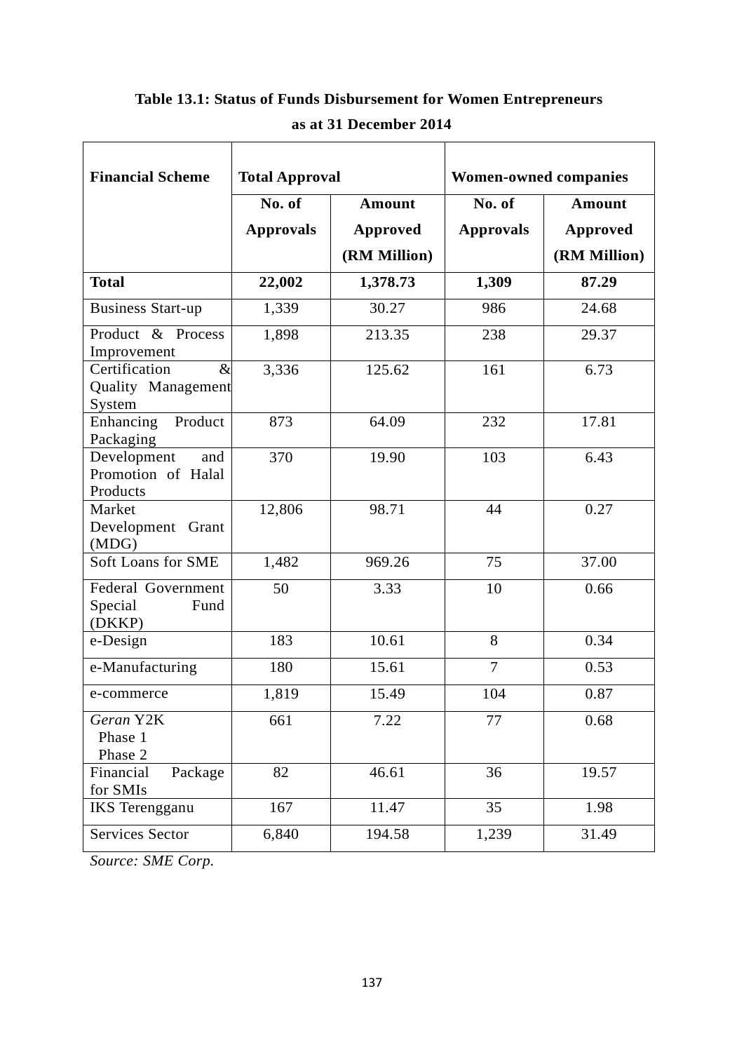**Table 13.1: Status of Funds Disbursement for Women Entrepreneurs as at 31 December 2014**

| Financial Scheme | Total Approval | | Women-owned companies | |
|---|---|---|---|---|
| | No. of Approvals | Amount Approved (RM Million) | No. of Approvals | Amount Approved (RM Million) |
| **Total** | **22,002** | **1,378.73** | **1,309** | **87.29** |
| Business Start-up | 1,339 | 30.27 | 986 | 24.68 |
| Product & Process Improvement | 1,898 | 213.35 | 238 | 29.37 |
| Certification & Quality Management System | 3,336 | 125.62 | 161 | 6.73 |
| Enhancing Product Packaging | 873 | 64.09 | 232 | 17.81 |
| Development and Promotion of Halal Products | 370 | 19.90 | 103 | 6.43 |
| Market Development Grant (MDG) | 12,806 | 98.71 | 44 | 0.27 |
| Soft Loans for SME | 1,482 | 969.26 | 75 | 37.00 |
| Federal Government Special Fund (DKKP) | 50 | 3.33 | 10 | 0.66 |
| e-Design | 183 | 10.61 | 8 | 0.34 |
| e-Manufacturing | 180 | 15.61 | 7 | 0.53 |
| e-commerce | 1,819 | 15.49 | 104 | 0.87 |
| *Geran* Y2K Phase 1 Phase 2 | 661 | 7.22 | 77 | 0.68 |
| Financial Package for SMIs | 82 | 46.61 | 36 | 19.57 |
| IKS Terengganu | 167 | 11.47 | 35 | 1.98 |
| Services Sector | 6,840 | 194.58 | 1,239 | 31.49 |

*Source: SME Corp.*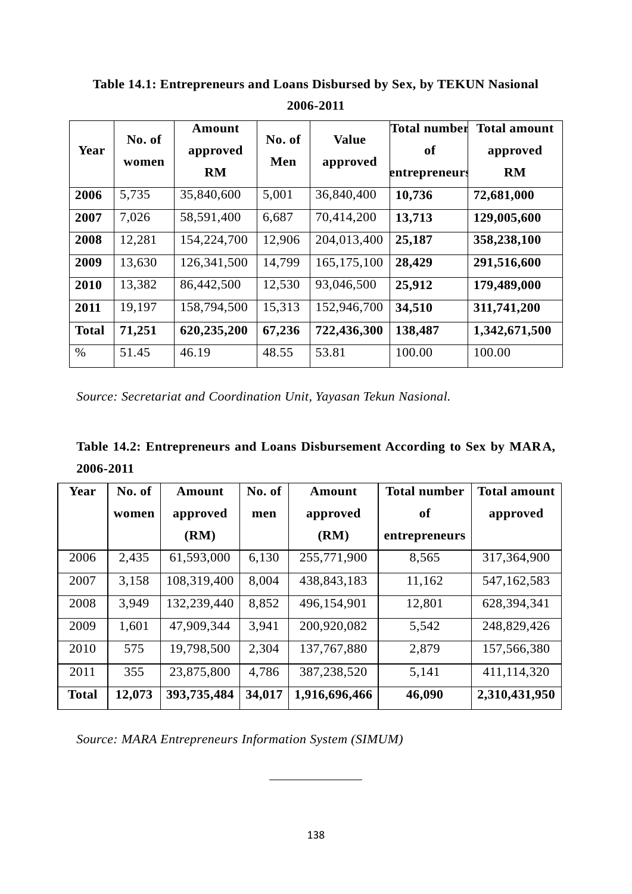**Table 14.1: Entrepreneurs and Loans Disbursed by Sex, by TEKUN Nasional 2006-2011**

| Year | No. of women | Amount approved RM | No. of Men | Value approved | Total number of entrepreneurs | Total amount approved RM |
|---|---|---|---|---|---|---|
| **2006** | 5,735 | 35,840,600 | 5,001 | 36,840,400 | **10,736** | **72,681,000** |
| **2007** | 7,026 | 58,591,400 | 6,687 | 70,414,200 | **13,713** | **129,005,600** |
| **2008** | 12,281 | 154,224,700 | 12,906 | 204,013,400 | **25,187** | **358,238,100** |
| **2009** | 13,630 | 126,341,500 | 14,799 | 165,175,100 | **28,429** | **291,516,600** |
| **2010** | 13,382 | 86,442,500 | 12,530 | 93,046,500 | **25,912** | **179,489,000** |
| **2011** | 19,197 | 158,794,500 | 15,313 | 152,946,700 | **34,510** | **311,741,200** |
| **Total** | **71,251** | **620,235,200** | **67,236** | **722,436,300** | **138,487** | **1,342,671,500** |
| % | 51.45 | 46.19 | 48.55 | 53.81 | 100.00 | 100.00 |

*Source: Secretariat and Coordination Unit, Yayasan Tekun Nasional.*

**Table 14.2: Entrepreneurs and Loans Disbursement According to Sex by MARA, 2006-2011**

| Year | No. of women | Amount approved (RM) | No. of men | Amount approved (RM) | Total number of entrepreneurs | Total amount approved |
|---|---|---|---|---|---|---|
| 2006 | 2,435 | 61,593,000 | 6,130 | 255,771,900 | 8,565 | 317,364,900 |
| 2007 | 3,158 | 108,319,400 | 8,004 | 438,843,183 | 11,162 | 547,162,583 |
| 2008 | 3,949 | 132,239,440 | 8,852 | 496,154,901 | 12,801 | 628,394,341 |
| 2009 | 1,601 | 47,909,344 | 3,941 | 200,920,082 | 5,542 | 248,829,426 |
| 2010 | 575 | 19,798,500 | 2,304 | 137,767,880 | 2,879 | 157,566,380 |
| 2011 | 355 | 23,875,800 | 4,786 | 387,238,520 | 5,141 | 411,114,320 |
| **Total** | **12,073** | **393,735,484** | **34,017** | **1,916,696,466** | **46,090** | **2,310,431,950** |

*Source: MARA Entrepreneurs Information System (SIMUM)*